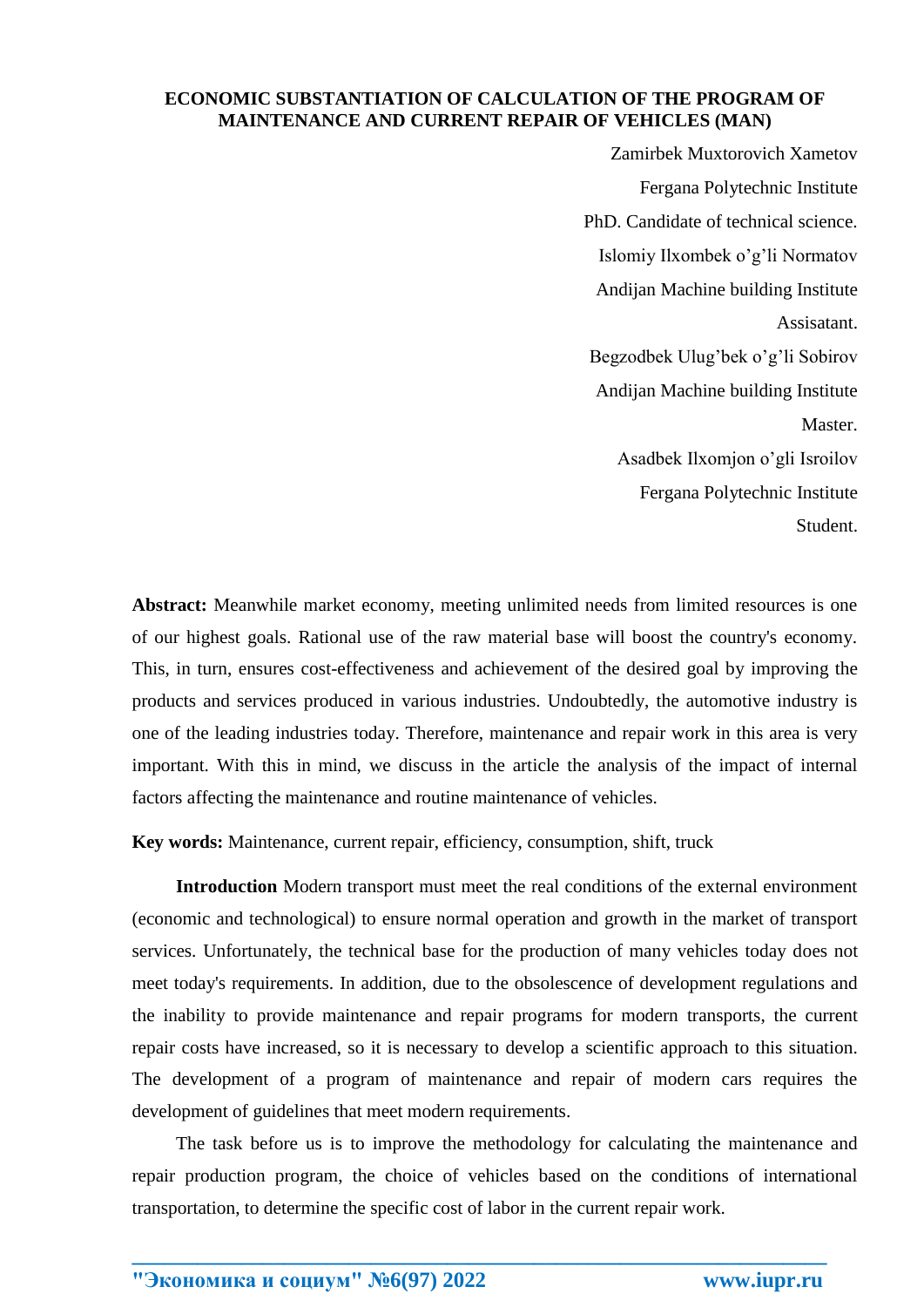# ECONOMIC SUBSTANTIATION OF CALCULATION OF THE PROGRAM OF MAINTENANCE AND CURRENT REPAIR OF VEHICLES (MAN)

Zamirbek Muxtorovich Xametov
Fergana Polytechnic Institute
PhD. Candidate of technical science.

Islomiy Ilxombek o'g'li Normatov
Andijan Machine building Institute
Assisatant.

Begzodbek Ulug'bek o'g'li Sobirov
Andijan Machine building Institute
Master.

Asadbek Ilxomjon o'gli Isroilov
Fergana Polytechnic Institute
Student.

**Abstract:** Meanwhile market economy, meeting unlimited needs from limited resources is one of our highest goals. Rational use of the raw material base will boost the country's economy. This, in turn, ensures cost-effectiveness and achievement of the desired goal by improving the products and services produced in various industries. Undoubtedly, the automotive industry is one of the leading industries today. Therefore, maintenance and repair work in this area is very important. With this in mind, we discuss in the article the analysis of the impact of internal factors affecting the maintenance and routine maintenance of vehicles.

**Key words:** Maintenance, current repair, efficiency, consumption, shift, truck

**Introduction** Modern transport must meet the real conditions of the external environment (economic and technological) to ensure normal operation and growth in the market of transport services. Unfortunately, the technical base for the production of many vehicles today does not meet today's requirements. In addition, due to the obsolescence of development regulations and the inability to provide maintenance and repair programs for modern transports, the current repair costs have increased, so it is necessary to develop a scientific approach to this situation. The development of a program of maintenance and repair of modern cars requires the development of guidelines that meet modern requirements.

The task before us is to improve the methodology for calculating the maintenance and repair production program, the choice of vehicles based on the conditions of international transportation, to determine the specific cost of labor in the current repair work.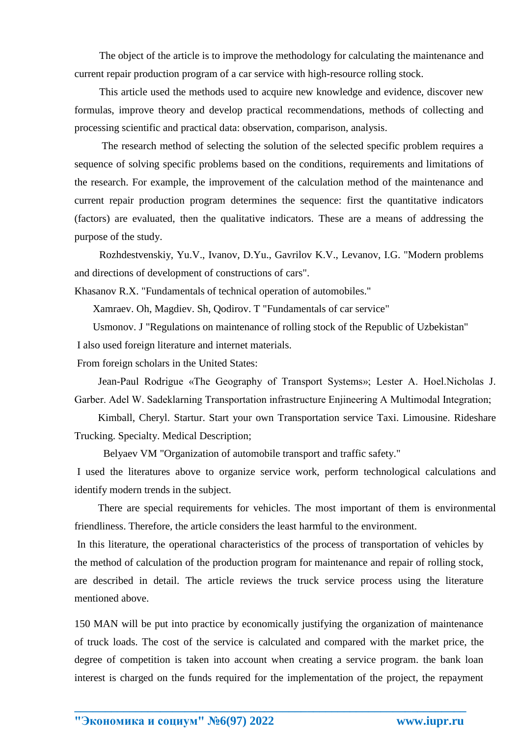The object of the article is to improve the methodology for calculating the maintenance and current repair production program of a car service with high-resource rolling stock.

This article used the methods used to acquire new knowledge and evidence, discover new formulas, improve theory and develop practical recommendations, methods of collecting and processing scientific and practical data: observation, comparison, analysis.

The research method of selecting the solution of the selected specific problem requires a sequence of solving specific problems based on the conditions, requirements and limitations of the research. For example, the improvement of the calculation method of the maintenance and current repair production program determines the sequence: first the quantitative indicators (factors) are evaluated, then the qualitative indicators. These are a means of addressing the purpose of the study.

Rozhdestvenskiy, Yu.V., Ivanov, D.Yu., Gavrilov K.V., Levanov, I.G. "Modern problems and directions of development of constructions of cars".

Khasanov R.X. "Fundamentals of technical operation of automobiles."

Xamraev. Oh, Magdiev. Sh, Qodirov. T "Fundamentals of car service"

Usmonov. J "Regulations on maintenance of rolling stock of the Republic of Uzbekistan"

I also used foreign literature and internet materials.

From foreign scholars in the United States:

Jean-Paul Rodrigue «The Geography of Transport Systems»; Lester A. Hoel.Nicholas J. Garber. Adel W. Sadeklarning Transportation infrastructure Enjineering A Multimodal Integration;

Kimball, Cheryl. Startur. Start your own Transportation service Taxi. Limousine. Rideshare Trucking. Specialty. Medical Description;

Belyaev VM "Organization of automobile transport and traffic safety."

I used the literatures above to organize service work, perform technological calculations and identify modern trends in the subject.

There are special requirements for vehicles. The most important of them is environmental friendliness. Therefore, the article considers the least harmful to the environment.

In this literature, the operational characteristics of the process of transportation of vehicles by the method of calculation of the production program for maintenance and repair of rolling stock, are described in detail. The article reviews the truck service process using the literature mentioned above.

150 MAN will be put into practice by economically justifying the organization of maintenance of truck loads. The cost of the service is calculated and compared with the market price, the degree of competition is taken into account when creating a service program. the bank loan interest is charged on the funds required for the implementation of the project, the repayment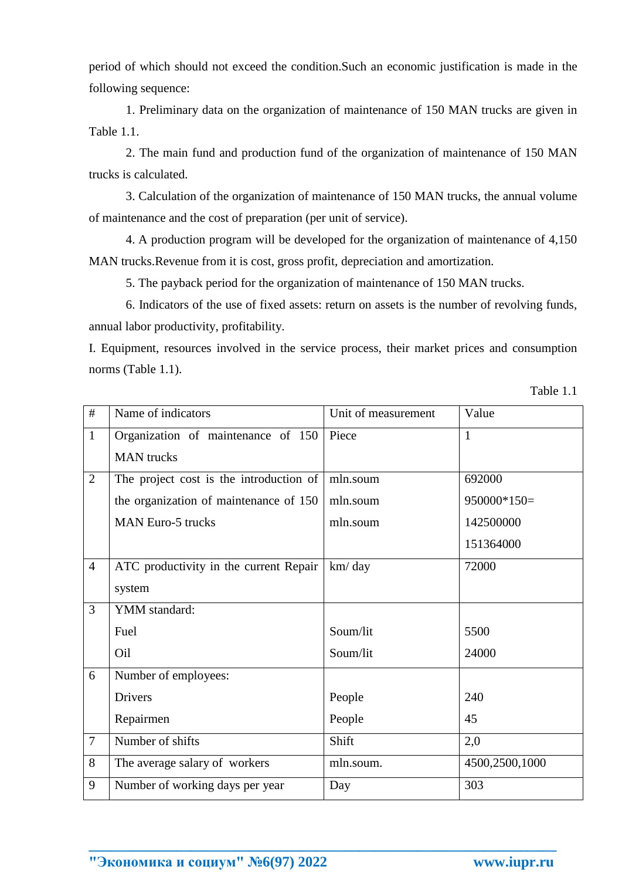period of which should not exceed the condition.Such an economic justification is made in the following sequence:

1. Preliminary data on the organization of maintenance of 150 MAN trucks are given in Table 1.1.

2. The main fund and production fund of the organization of maintenance of 150 MAN trucks is calculated.

3. Calculation of the organization of maintenance of 150 MAN trucks, the annual volume of maintenance and the cost of preparation (per unit of service).

4. A production program will be developed for the organization of maintenance of 4,150 MAN trucks.Revenue from it is cost, gross profit, depreciation and amortization.

5. The payback period for the organization of maintenance of 150 MAN trucks.

6. Indicators of the use of fixed assets: return on assets is the number of revolving funds, annual labor productivity, profitability.

I. Equipment, resources involved in the service process, their market prices and consumption norms (Table 1.1).

Table 1.1

| # | Name of indicators | Unit of measurement | Value |
|---|---|---|---|
| 1 | Organization of maintenance of 150 MAN trucks | Piece | 1 |
| 2 | The project cost is the introduction of the organization of maintenance of 150 MAN Euro-5 trucks | mln.soum<br>mln.soum<br>mln.soum | 692000<br>950000*150=<br>142500000<br>151364000 |
| 4 | ATC productivity in the current Repair system | km/ day | 72000 |
| 3 | YMM standard:<br>Fuel<br>Oil | <br>Soum/lit<br>Soum/lit | <br>5500<br>24000 |
| 6 | Number of employees:<br>Drivers<br>Repairmen | <br>People<br>People | <br>240<br>45 |
| 7 | Number of shifts | Shift | 2,0 |
| 8 | The average salary of workers | mln.soum. | 4500,2500,1000 |
| 9 | Number of working days per year | Day | 303 |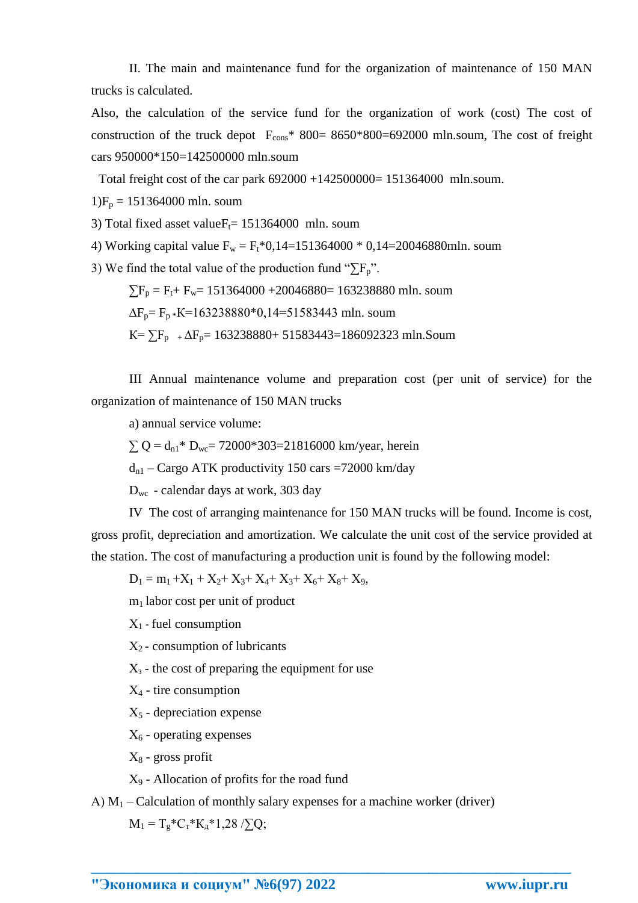II. The main and maintenance fund for the organization of maintenance of 150 MAN trucks is calculated.

Also, the calculation of the service fund for the organization of work (cost) The cost of construction of the truck depot $F_{cons}$* 800= 8650*800=692000 mln.soum, The cost of freight cars 950000*150=142500000 mln.soum

Total freight cost of the car park 692000 +142500000= 151364000 mln.soum.

1)$F_p$ = 151364000 mln. soum

3) Total fixed asset value$F_t$= 151364000 mln. soum

4) Working capital value $F_w = F_t$*0,14=151364000 * 0,14=20046880mln. soum

3) We find the total value of the production fund "$\sum F_p$".

$\sum F_p = F_t + F_w$= 151364000 +20046880= 163238880 mln. soum

$\Delta F_p = F_p * K$=163238880*0,14=51583443 mln. soum

$K = \sum F_p + \Delta F_p$= 163238880+ 51583443=186092323 mln.Soum

III Annual maintenance volume and preparation cost (per unit of service) for the organization of maintenance of 150 MAN trucks

a) annual service volume:

$\sum Q = d_{n1} * D_{wc}$= 72000*303=21816000 km/year, herein

$d_{n1}$ – Cargo ATK productivity 150 cars =72000 km/day

$D_{wc}$ - calendar days at work, 303 day

IV The cost of arranging maintenance for 150 MAN trucks will be found. Income is cost, gross profit, depreciation and amortization. We calculate the unit cost of the service provided at the station. The cost of manufacturing a production unit is found by the following model:

$D_1 = m_1 + X_1 + X_2 + X_3 + X_4 + X_3 + X_6 + X_8 + X_9$,

$m_1$ labor cost per unit of product

$X_1$ - fuel consumption

$X_2$ - consumption of lubricants

$X_3$ - the cost of preparing the equipment for use

$X_4$ - tire consumption

$X_5$ - depreciation expense

$X_6$ - operating expenses

$X_8$ - gross profit

$X_9$ - Allocation of profits for the road fund

A) $M_1$ – Calculation of monthly salary expenses for a machine worker (driver)

$M_1 = T_g * C_т * K_д * 1{,}28 / \sum Q$;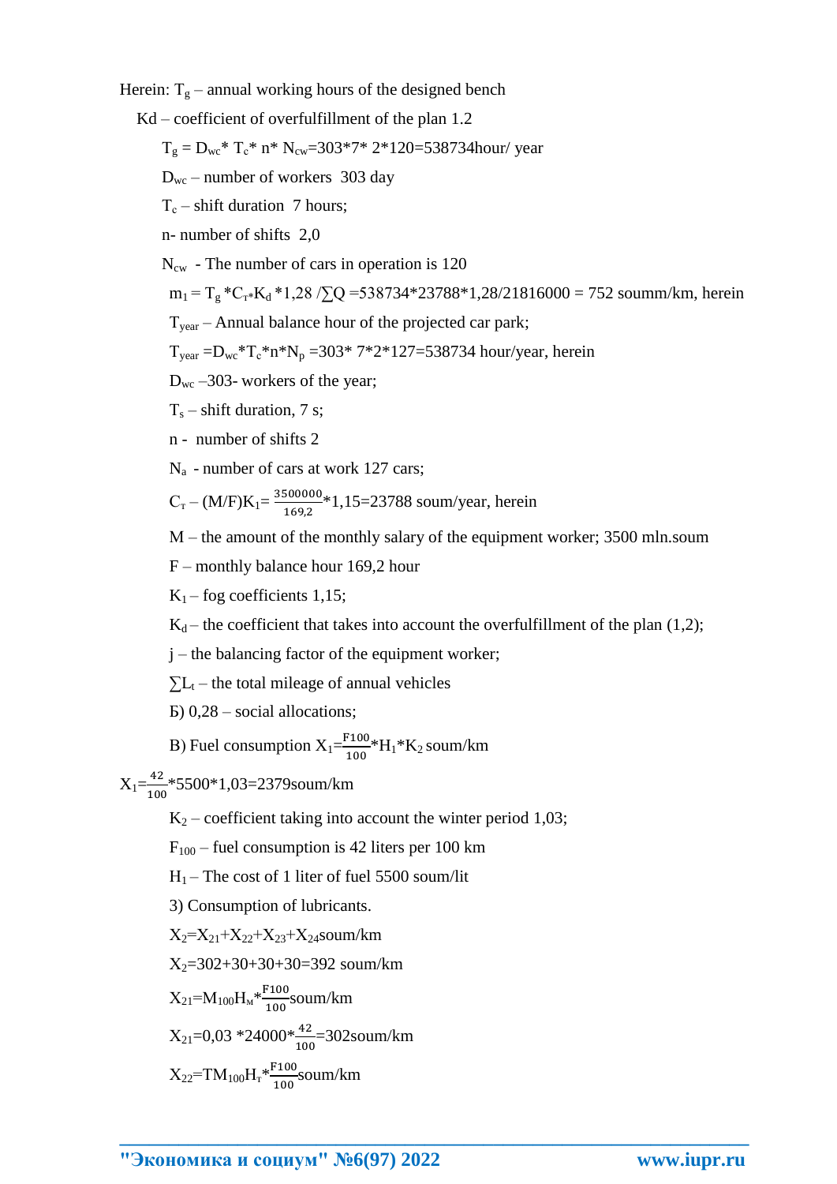Herein: $T_g$ – annual working hours of the designed bench

Kd – coefficient of overfulfillment of the plan 1.2

$T_g = D_{wc} * T_c * n * N_{cw} = 303*7* 2*120 = 538734$ hour/ year

$D_{wc}$ – number of workers 303 day

$T_c$ – shift duration 7 hours;

n- number of shifts 2,0

$N_{cw}$ - The number of cars in operation is 120

$m_1 = T_g * C_т * K_d * 1{,}28 / \sum Q = 538734*23788*1{,}28/21816000 = 752$ soumm/km, herein

$T_{year}$ – Annual balance hour of the projected car park;

$T_{year} = D_{wc} * T_c * n * N_p = 303* 7*2*127 = 538734$ hour/year, herein

$D_{wc}$ –303- workers of the year;

$T_s$ – shift duration, 7 s;

n - number of shifts 2

$N_a$ - number of cars at work 127 cars;

$C_т$ – $(M/F)K_1 = \frac{3500000}{169{,}2} * 1{,}15 = 23788$ soum/year, herein

M – the amount of the monthly salary of the equipment worker; 3500 mln.soum

F – monthly balance hour 169,2 hour

$K_1$ – fog coefficients 1,15;

$K_d$ – the coefficient that takes into account the overfulfillment of the plan (1,2);

j – the balancing factor of the equipment worker;

$\sum L_t$ – the total mileage of annual vehicles

Б) 0,28 – social allocations;

В) Fuel consumption $X_1 = \frac{F100}{100} * H_1 * K_2$ soum/km

$X_1 = \frac{42}{100} * 5500 * 1{,}03 = 2379$ soum/km

$K_2$ – coefficient taking into account the winter period 1,03;

$F_{100}$ – fuel consumption is 42 liters per 100 km

$H_1$ – The cost of 1 liter of fuel 5500 soum/lit

3) Consumption of lubricants.

$X_2 = X_{21} + X_{22} + X_{23} + X_{24}$ soum/km

$X_2 = 302+30+30+30 = 392$ soum/km

$X_{21} = M_{100} H_м * \frac{F100}{100}$ soum/km

$X_{21} = 0{,}03 * 24000 * \frac{42}{100} = 302$ soum/km

$X_{22} = TM_{100} H_т * \frac{F100}{100}$ soum/km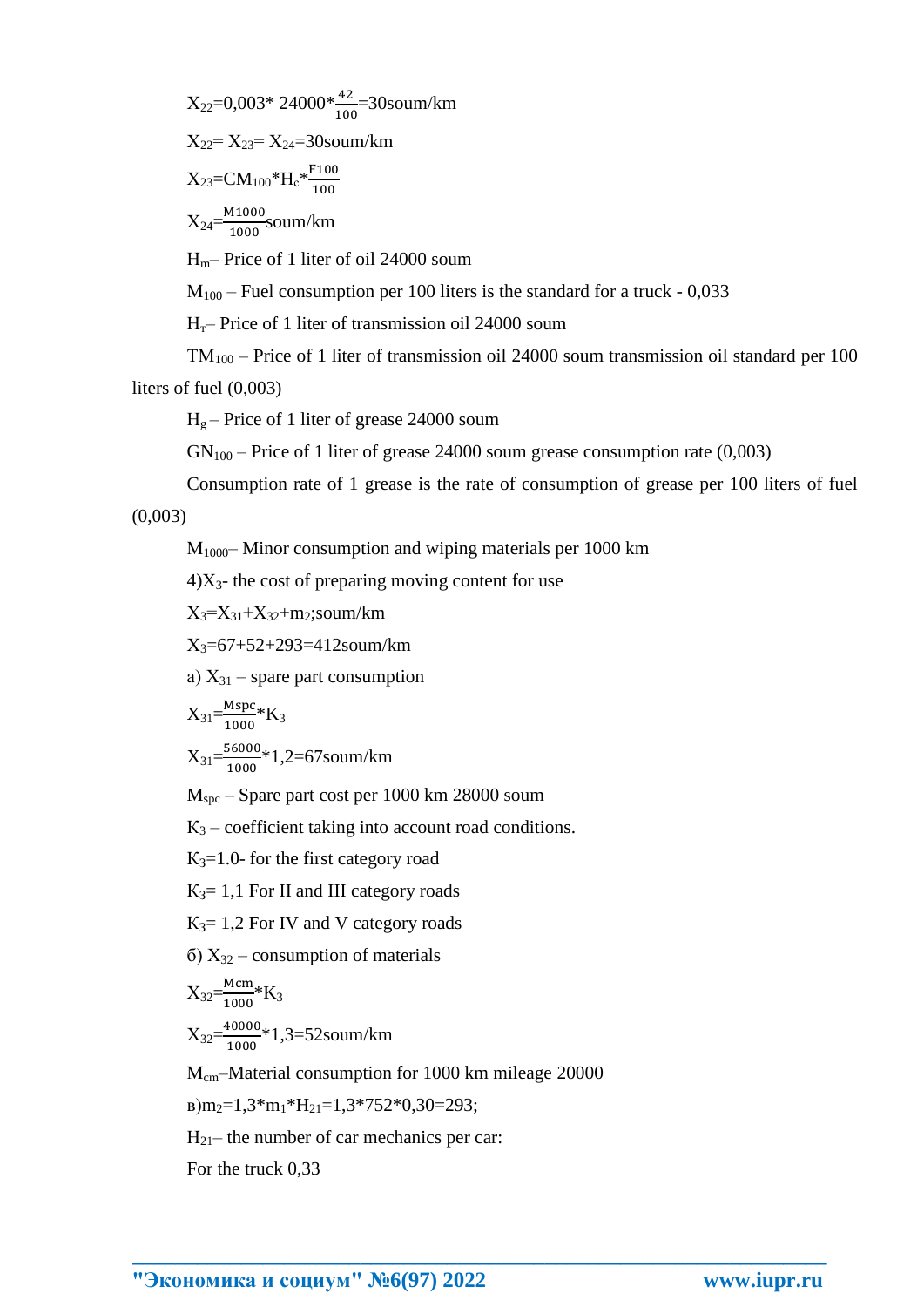$X_{22}$=0,003* 24000*$\frac{42}{100}$=30soum/km

$X_{22}$= $X_{23}$= $X_{24}$=30soum/km

$X_{23}$=$CM_{100}$*$H_c$*$\frac{F100}{100}$

$X_{24}$=$\frac{M1000}{1000}$soum/km

$H_m$– Price of 1 liter of oil 24000 soum

$M_{100}$ – Fuel consumption per 100 liters is the standard for a truck - 0,033

$H_г$– Price of 1 liter of transmission oil 24000 soum

$TM_{100}$ – Price of 1 liter of transmission oil 24000 soum transmission oil standard per 100 liters of fuel (0,003)

$H_g$ – Price of 1 liter of grease 24000 soum

$GN_{100}$ – Price of 1 liter of grease 24000 soum grease consumption rate (0,003)

Consumption rate of 1 grease is the rate of consumption of grease per 100 liters of fuel (0,003)

$M_{1000}$– Minor consumption and wiping materials per 1000 km

4)$X_3$- the cost of preparing moving content for use

$X_3$=$X_{31}$+$X_{32}$+$m_2$;soum/km

$X_3$=67+52+293=412soum/km

а) $X_{31}$ – spare part consumption

$X_{31}$=$\frac{Mspc}{1000}$*$K_3$

$X_{31}$=$\frac{56000}{1000}$*1,2=67soum/km

$M_{spc}$ – Spare part cost per 1000 km 28000 soum

$K_3$ – coefficient taking into account road conditions.

$K_3$=1.0- for the first category road

$K_3$= 1,1 For II and III category roads

$K_3$= 1,2 For IV and V category roads

б) $X_{32}$ – consumption of materials

$X_{32}$=$\frac{Mcm}{1000}$*$K_3$

$X_{32}$=$\frac{40000}{1000}$*1,3=52soum/km

$M_{cm}$–Material consumption for 1000 km mileage 20000

в)$m_2$=1,3*$m_1$*$H_{21}$=1,3*752*0,30=293;

$H_{21}$– the number of car mechanics per car:

For the truck 0,33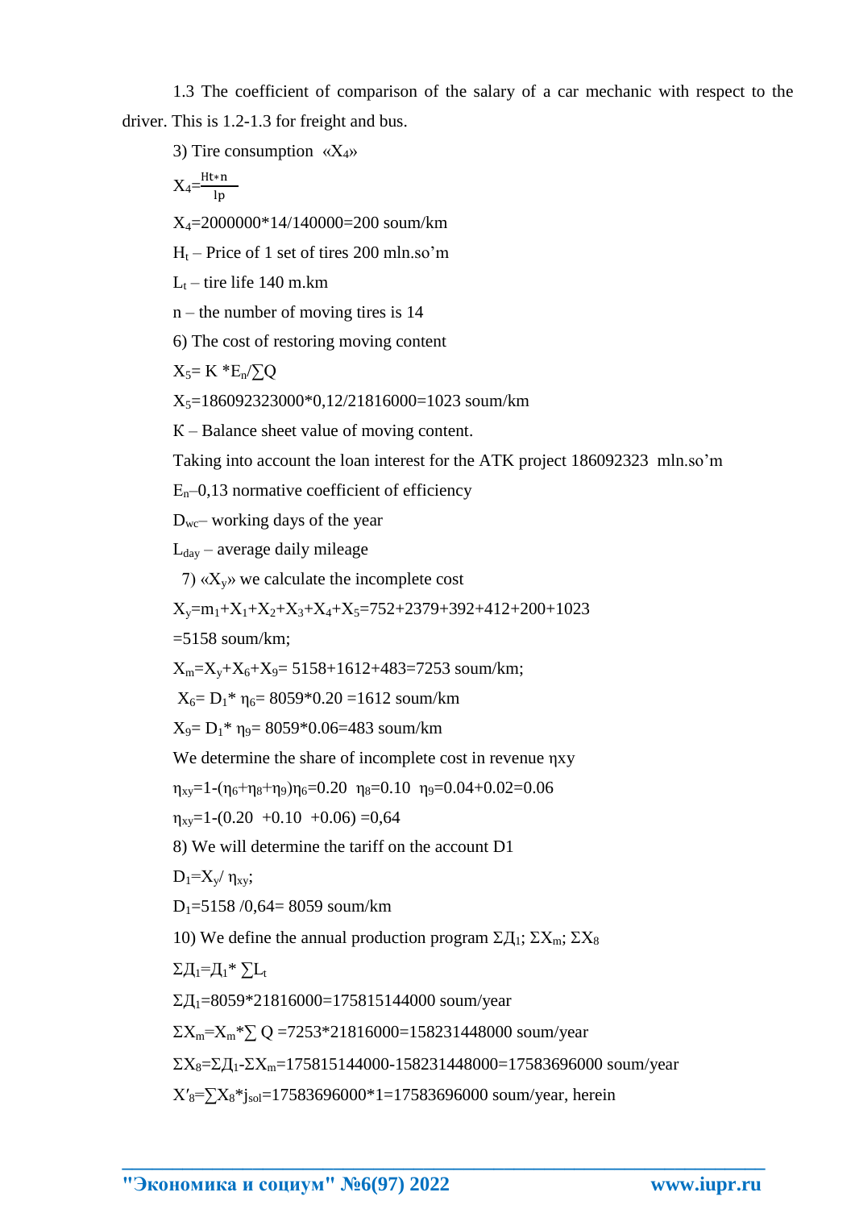1.3 The coefficient of comparison of the salary of a car mechanic with respect to the driver. This is 1.2-1.3 for freight and bus.

3) Tire consumption «$X_4$»

$$X_4 = \frac{Ht*n}{lp}$$

$X_4$=2000000*14/140000=200 soum/km

$H_t$ – Price of 1 set of tires 200 mln.so'm

$L_t$ – tire life 140 m.km

n – the number of moving tires is 14

6) The cost of restoring moving content

$X_5$= K *$E_n$/∑Q

$X_5$=186092323000*0,12/21816000=1023 soum/km

K – Balance sheet value of moving content.

Taking into account the loan interest for the ATK project 186092323 mln.so'm

$E_n$–0,13 normative coefficient of efficiency

$D_{wc}$– working days of the year

$L_{day}$ – average daily mileage

7) «$X_y$» we calculate the incomplete cost

$X_y$=$m_1$+$X_1$+$X_2$+$X_3$+$X_4$+$X_5$=752+2379+392+412+200+1023

=5158 soum/km;

$X_m$=$X_y$+$X_6$+$X_9$= 5158+1612+483=7253 soum/km;

$X_6$= $D_1$* $\eta_6$= 8059*0.20 =1612 soum/km

$X_9$= $D_1$* $\eta_9$= 8059*0.06=483 soum/km

We determine the share of incomplete cost in revenue $\eta_{xy}$

$\eta_{xy}$=1-($\eta_6$+$\eta_8$+$\eta_9$)$\eta_6$=0.20 $\eta_8$=0.10 $\eta_9$=0.04+0.02=0.06

$\eta_{xy}$=1-(0.20 +0.10 +0.06) =0,64

8) We will determine the tariff on the account D1

$D_1$=$X_y$/ $\eta_{xy}$;

$D_1$=5158 /0,64= 8059 soum/km

10) We define the annual production program $\Sigma Д_1$; $\Sigma X_m$; $\Sigma X_8$

$\Sigma Д_1$=$Д_1$* $\sum L_t$

$\Sigma Д_1$=8059*21816000=175815144000 soum/year

$\Sigma X_m$=$X_m$*∑ Q =7253*21816000=158231448000 soum/year

$\Sigma X_8$=$\Sigma Д_1$-$\Sigma X_m$=175815144000-158231448000=17583696000 soum/year

$X'_8$=$\sum X_8$*$j_{sol}$=17583696000*1=17583696000 soum/year, herein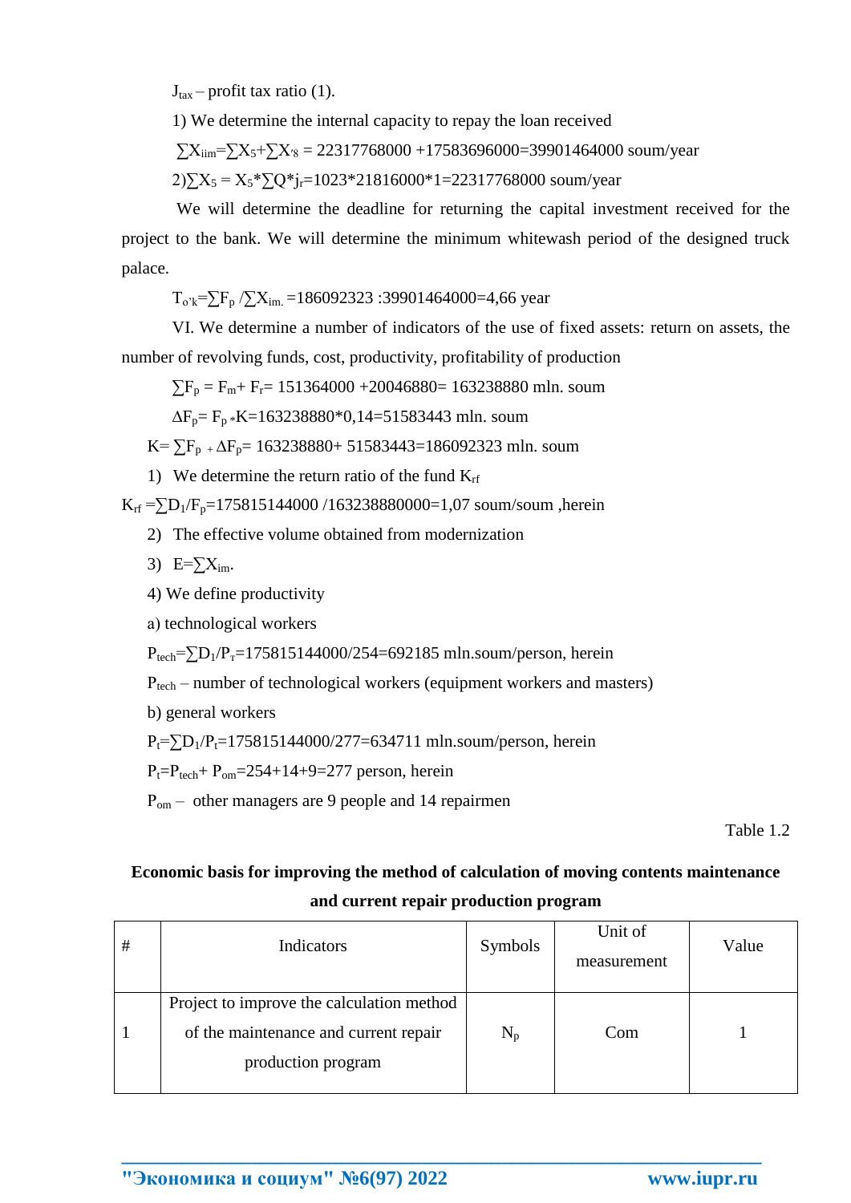$J_{tax}$ – profit tax ratio (1).

1) We determine the internal capacity to repay the loan received

$\sum X_{iim}=\sum X_5+\sum X'_8$ = 22317768000 +17583696000=39901464000 soum/year

2)$\sum X_5 = X_5*\sum Q*j_r$=1023*21816000*1=22317768000 soum/year

We will determine the deadline for returning the capital investment received for the project to the bank. We will determine the minimum whitewash period of the designed truck palace.

$T_{o'k}=\sum F_p /\sum X_{im.}$ =186092323 :39901464000=4,66 year

VI. We determine a number of indicators of the use of fixed assets: return on assets, the number of revolving funds, cost, productivity, profitability of production

$\sum F_p = F_m+ F_r$= 151364000 +20046880= 163238880 mln. soum

$\Delta F_p= F_p *K$=163238880*0,14=51583443 mln. soum

$K= \sum F_p + \Delta F_p$= 163238880+ 51583443=186092323 mln. soum

1) We determine the return ratio of the fund $K_{rf}$

$K_{rf} =\sum D_1/F_p$=175815144000 /163238880000=1,07 soum/soum ,herein

2) The effective volume obtained from modernization

3) $E=\sum X_{im}$.

4) We define productivity

a) technological workers

$P_{tech}=\sum D_1/P_T$=175815144000/254=692185 mln.soum/person, herein

$P_{tech}$ – number of technological workers (equipment workers and masters)

b) general workers

$P_t=\sum D_1/P_t$=175815144000/277=634711 mln.soum/person, herein

$P_t=P_{tech}+ P_{om}$=254+14+9=277 person, herein

$P_{om}$ – other managers are 9 people and 14 repairmen

Table 1.2

**Economic basis for improving the method of calculation of moving contents maintenance and current repair production program**

| # | Indicators | Symbols | Unit of measurement | Value |
|---|---|---|---|---|
| 1 | Project to improve the calculation method of the maintenance and current repair production program | $N_p$ | Com | 1 |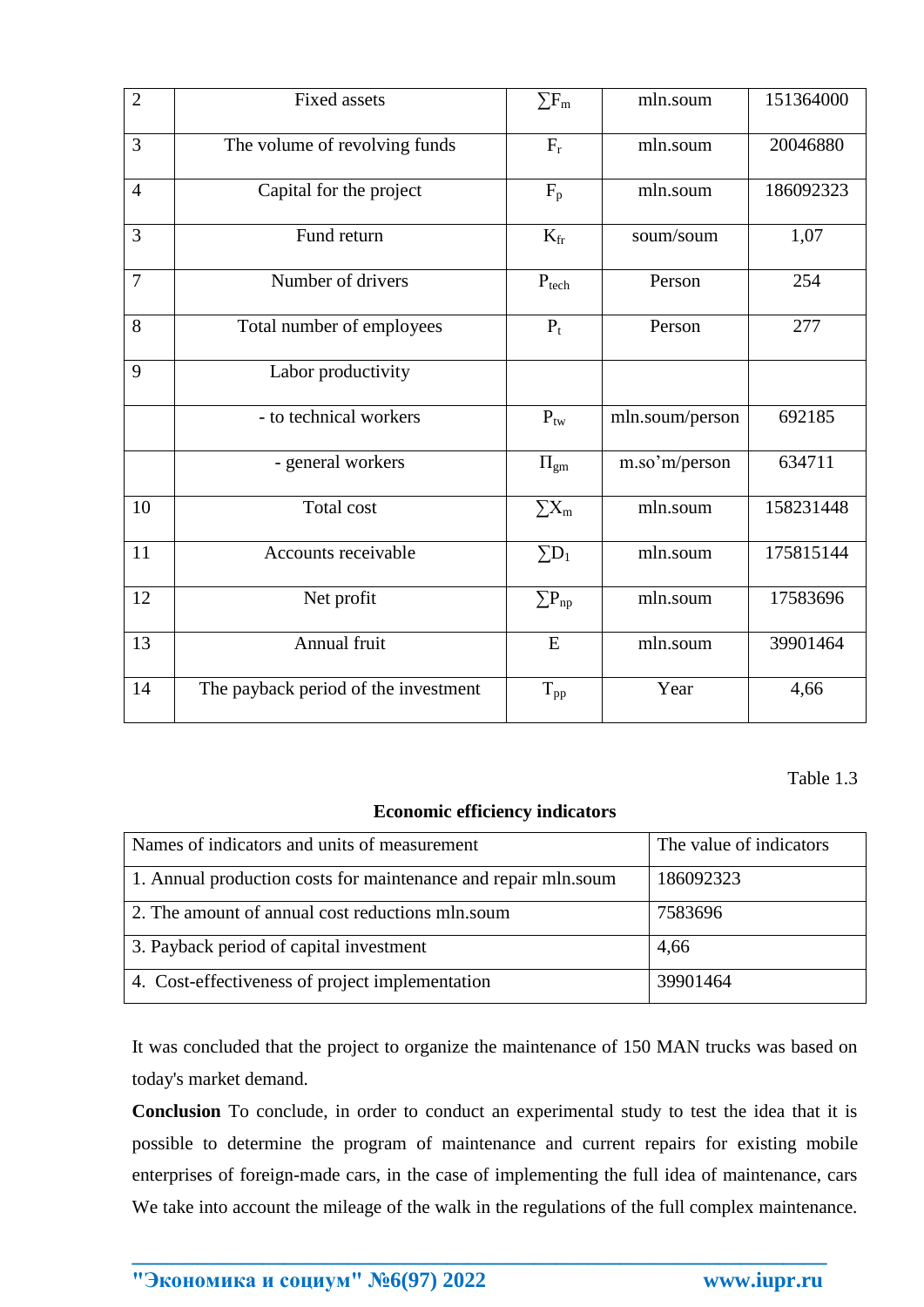| 2 | Fixed assets | $\sum F_m$ | mln.soum | 151364000 |
|---|---|---|---|---|
| 3 | The volume of revolving funds | $F_r$ | mln.soum | 20046880 |
| 4 | Capital for the project | $F_p$ | mln.soum | 186092323 |
| 3 | Fund return | $K_{fr}$ | soum/soum | 1,07 |
| 7 | Number of drivers | $P_{tech}$ | Person | 254 |
| 8 | Total number of employees | $P_t$ | Person | 277 |
| 9 | Labor productivity | | | |
| | - to technical workers | $P_{tw}$ | mln.soum/person | 692185 |
| | - general workers | $\Pi_{gm}$ | m.so'm/person | 634711 |
| 10 | Total cost | $\sum X_m$ | mln.soum | 158231448 |
| 11 | Accounts receivable | $\sum D_1$ | mln.soum | 175815144 |
| 12 | Net profit | $\sum P_{np}$ | mln.soum | 17583696 |
| 13 | Annual fruit | E | mln.soum | 39901464 |
| 14 | The payback period of the investment | $T_{pp}$ | Year | 4,66 |

Table 1.3

**Economic efficiency indicators**

| Names of indicators and units of measurement | The value of indicators |
|---|---|
| 1. Annual production costs for maintenance and repair mln.soum | 186092323 |
| 2. The amount of annual cost reductions mln.soum | 7583696 |
| 3. Payback period of capital investment | 4,66 |
| 4. Cost-effectiveness of project implementation | 39901464 |

It was concluded that the project to organize the maintenance of 150 MAN trucks was based on today's market demand.

**Conclusion** To conclude, in order to conduct an experimental study to test the idea that it is possible to determine the program of maintenance and current repairs for existing mobile enterprises of foreign-made cars, in the case of implementing the full idea of maintenance, cars We take into account the mileage of the walk in the regulations of the full complex maintenance.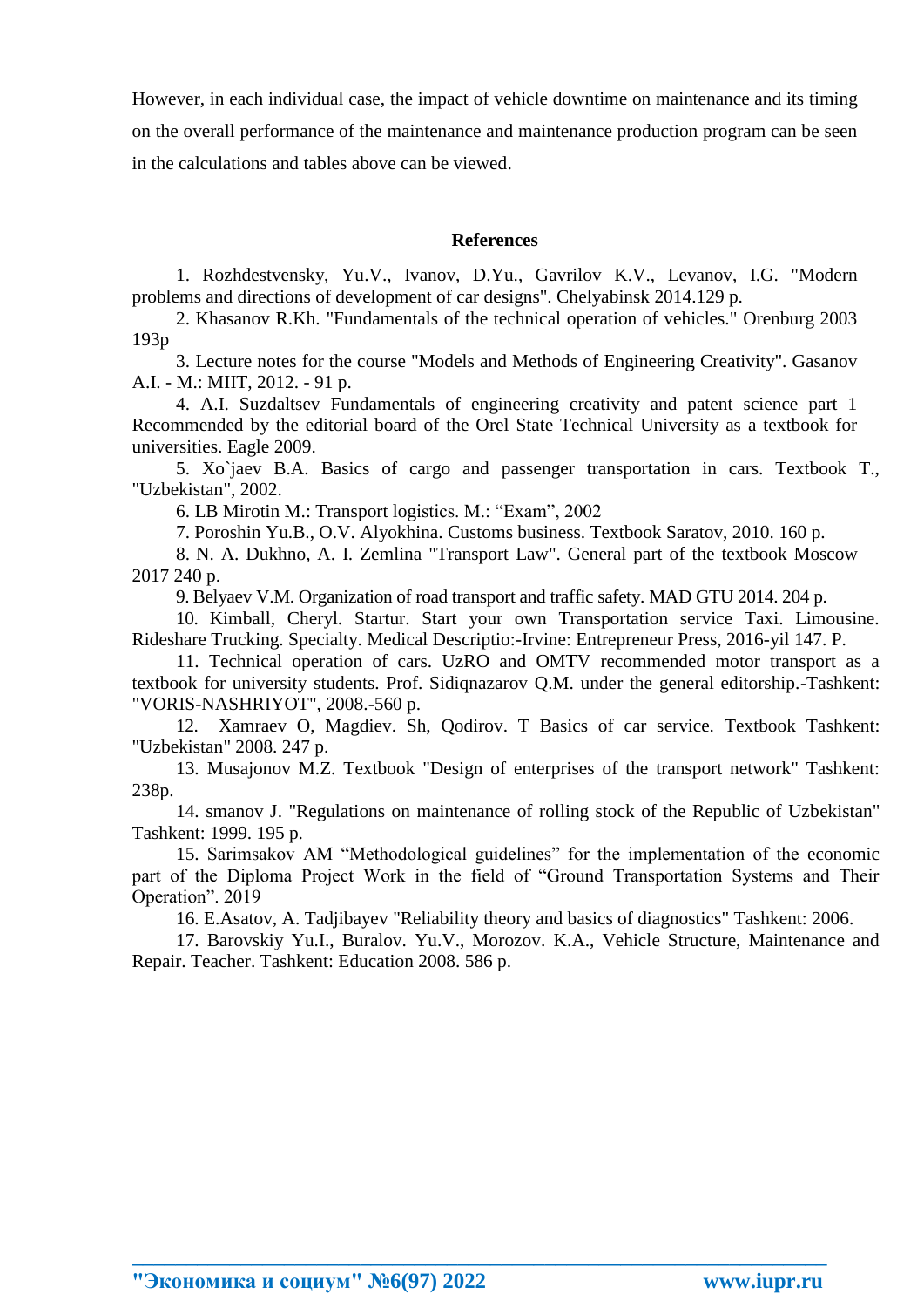However, in each individual case, the impact of vehicle downtime on maintenance and its timing on the overall performance of the maintenance and maintenance production program can be seen in the calculations and tables above can be viewed.

## References

1. Rozhdestvensky, Yu.V., Ivanov, D.Yu., Gavrilov K.V., Levanov, I.G. "Modern problems and directions of development of car designs". Chelyabinsk 2014.129 p.
2. Khasanov R.Kh. "Fundamentals of the technical operation of vehicles." Orenburg 2003 193p
3. Lecture notes for the course "Models and Methods of Engineering Creativity". Gasanov A.I. - M.: MIIT, 2012. - 91 p.
4. A.I. Suzdaltsev Fundamentals of engineering creativity and patent science part 1 Recommended by the editorial board of the Orel State Technical University as a textbook for universities. Eagle 2009.
5. Xo`jaev B.A. Basics of cargo and passenger transportation in cars. Textbook T., "Uzbekistan", 2002.
6. LB Mirotin M.: Transport logistics. M.: “Exam”, 2002
7. Poroshin Yu.B., O.V. Alyokhina. Customs business. Textbook Saratov, 2010. 160 p.
8. N. A. Dukhno, A. I. Zemlina "Transport Law". General part of the textbook Moscow 2017 240 p.
9. Belyaev V.M. Organization of road transport and traffic safety. MAD GTU 2014. 204 p.
10. Kimball, Cheryl. Startur. Start your own Transportation service Taxi. Limousine. Rideshare Trucking. Specialty. Medical Descriptio:-Irvine: Entrepreneur Press, 2016-yil 147. P.
11. Technical operation of cars. UzRO and OMTV recommended motor transport as a textbook for university students. Prof. Sidiqnazarov Q.M. under the general editorship.-Tashkent: "VORIS-NASHRIYOT", 2008.-560 p.
12. Xamraev O, Magdiev. Sh, Qodirov. T Basics of car service. Textbook Tashkent: "Uzbekistan" 2008. 247 p.
13. Musajonov M.Z. Textbook "Design of enterprises of the transport network" Tashkent: 238p.
14. smanov J. "Regulations on maintenance of rolling stock of the Republic of Uzbekistan" Tashkent: 1999. 195 p.
15. Sarimsakov AM “Methodological guidelines” for the implementation of the economic part of the Diploma Project Work in the field of “Ground Transportation Systems and Their Operation”. 2019
16. E.Asatov, A. Tadjibayev "Reliability theory and basics of diagnostics" Tashkent: 2006.
17. Barovskiy Yu.I., Buralov. Yu.V., Morozov. K.A., Vehicle Structure, Maintenance and Repair. Teacher. Tashkent: Education 2008. 586 p.